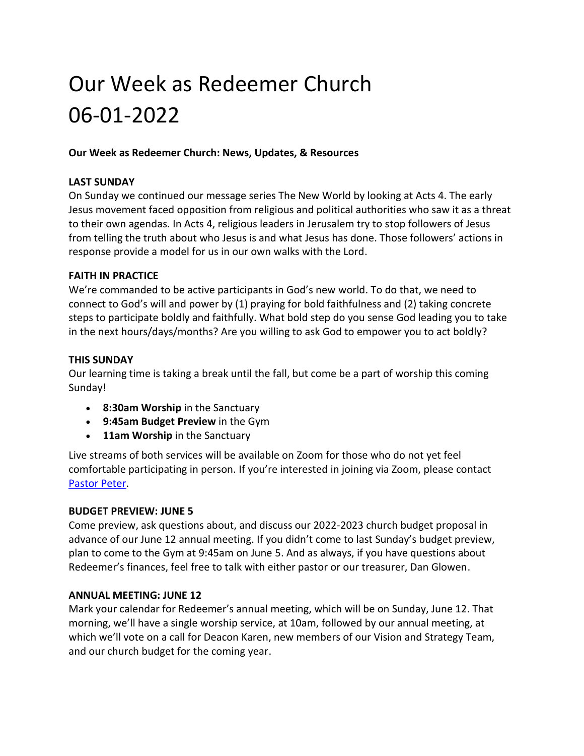# Our Week as Redeemer Church 06-01-2022

**Our Week as Redeemer Church: News, Updates, & Resources**

**LAST SUNDAY**

On Sunday we continued our message series The New World by looking at Acts 4. The early Jesus movement faced opposition from religious and political authorities who saw it as a threat to their own agendas. In Acts 4, religious leaders in Jerusalem try to stop followers of Jesus from telling the truth about who Jesus is and what Jesus has done. Those followers' actions in response provide a model for us in our own walks with the Lord.

**FAITH IN PRACTICE**

We're commanded to be active participants in God's new world. To do that, we need to connect to God's will and power by (1) praying for bold faithfulness and (2) taking concrete steps to participate boldly and faithfully. What bold step do you sense God leading you to take in the next hours/days/months? Are you willing to ask God to empower you to act boldly?

**THIS SUNDAY**

Our learning time is taking a break until the fall, but come be a part of worship this coming Sunday!

- **8:30am Worship** in the Sanctuary
- **9:45am Budget Preview** in the Gym
- **11am Worship** in the Sanctuary

Live streams of both services will be available on Zoom for those who do not yet feel comfortable participating in person. If you're interested in joining via Zoom, please contact Pastor Peter.

**BUDGET PREVIEW: JUNE 5**

Come preview, ask questions about, and discuss our 2022-2023 church budget proposal in advance of our June 12 annual meeting. If you didn't come to last Sunday's budget preview, plan to come to the Gym at 9:45am on June 5. And as always, if you have questions about Redeemer's finances, feel free to talk with either pastor or our treasurer, Dan Glowen.

**ANNUAL MEETING: JUNE 12**

Mark your calendar for Redeemer's annual meeting, which will be on Sunday, June 12. That morning, we'll have a single worship service, at 10am, followed by our annual meeting, at which we'll vote on a call for Deacon Karen, new members of our Vision and Strategy Team, and our church budget for the coming year.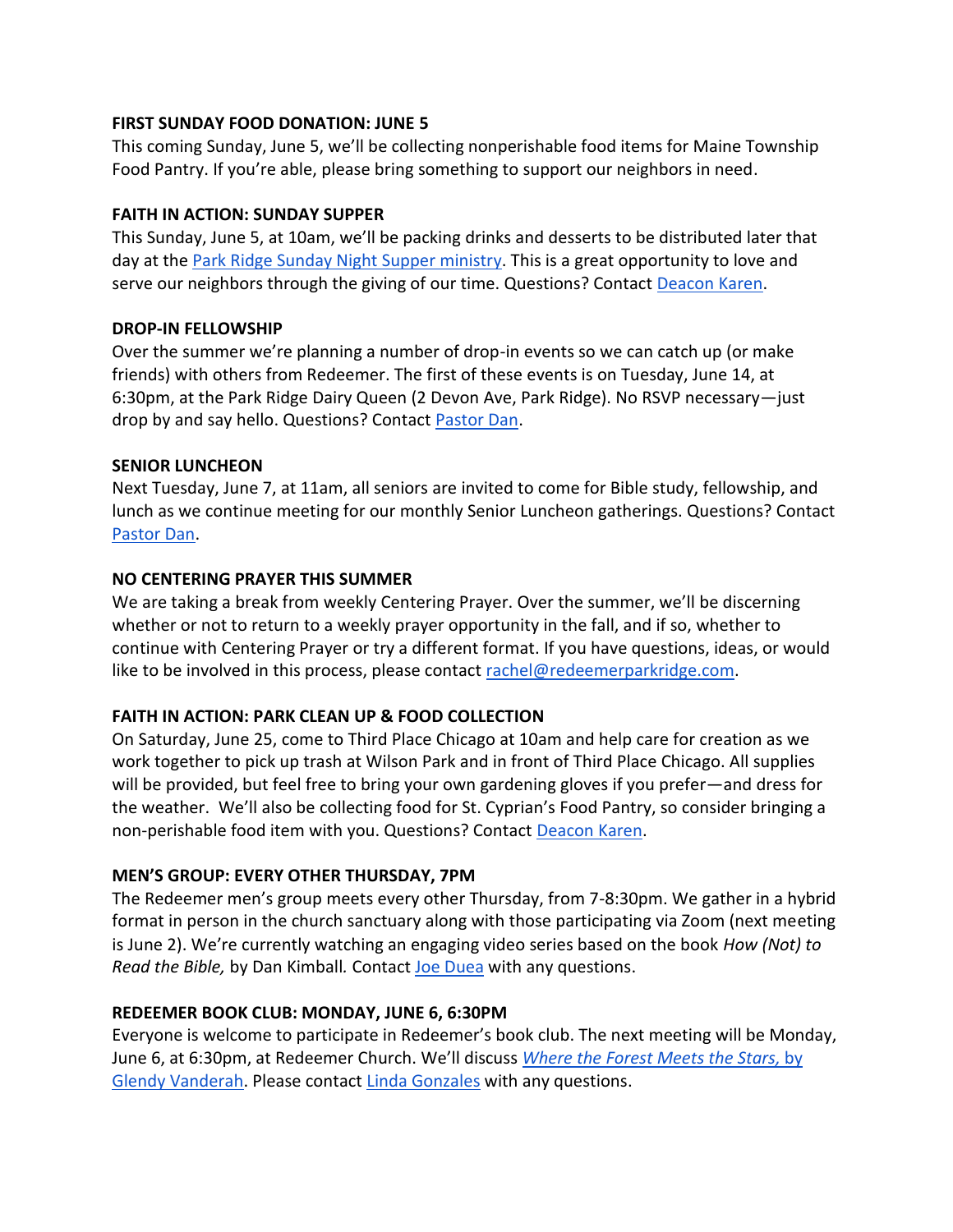**FIRST SUNDAY FOOD DONATION: JUNE 5**

This coming Sunday, June 5, we'll be collecting nonperishable food items for Maine Township Food Pantry. If you're able, please bring something to support our neighbors in need.

**FAITH IN ACTION: SUNDAY SUPPER**

This Sunday, June 5, at 10am, we'll be packing drinks and desserts to be distributed later that day at the Park Ridge Sunday Night Supper ministry. This is a great opportunity to love and serve our neighbors through the giving of our time. Questions? Contact Deacon Karen.

**DROP-IN FELLOWSHIP**

Over the summer we're planning a number of drop-in events so we can catch up (or make friends) with others from Redeemer. The first of these events is on Tuesday, June 14, at 6:30pm, at the Park Ridge Dairy Queen (2 Devon Ave, Park Ridge). No RSVP necessary—just drop by and say hello. Questions? Contact Pastor Dan.

**SENIOR LUNCHEON**

Next Tuesday, June 7, at 11am, all seniors are invited to come for Bible study, fellowship, and lunch as we continue meeting for our monthly Senior Luncheon gatherings. Questions? Contact Pastor Dan.

**NO CENTERING PRAYER THIS SUMMER**

We are taking a break from weekly Centering Prayer. Over the summer, we'll be discerning whether or not to return to a weekly prayer opportunity in the fall, and if so, whether to continue with Centering Prayer or try a different format. If you have questions, ideas, or would like to be involved in this process, please contact rachel@redeemerparkridge.com.

**FAITH IN ACTION: PARK CLEAN UP & FOOD COLLECTION**

On Saturday, June 25, come to Third Place Chicago at 10am and help care for creation as we work together to pick up trash at Wilson Park and in front of Third Place Chicago. All supplies will be provided, but feel free to bring your own gardening gloves if you prefer—and dress for the weather. We'll also be collecting food for St. Cyprian's Food Pantry, so consider bringing a non-perishable food item with you. Questions? Contact Deacon Karen.

**MEN'S GROUP: EVERY OTHER THURSDAY, 7PM**

The Redeemer men's group meets every other Thursday, from 7-8:30pm. We gather in a hybrid format in person in the church sanctuary along with those participating via Zoom (next meeting is June 2). We're currently watching an engaging video series based on the book *How (Not) to Read the Bible,* by Dan Kimball*.* Contact Joe Duea with any questions.

**REDEEMER BOOK CLUB: MONDAY, JUNE 6, 6:30PM**

Everyone is welcome to participate in Redeemer's book club. The next meeting will be Monday, June 6, at 6:30pm, at Redeemer Church. We'll discuss *Where the Forest Meets the Stars,* by Glendy Vanderah. Please contact Linda Gonzales with any questions.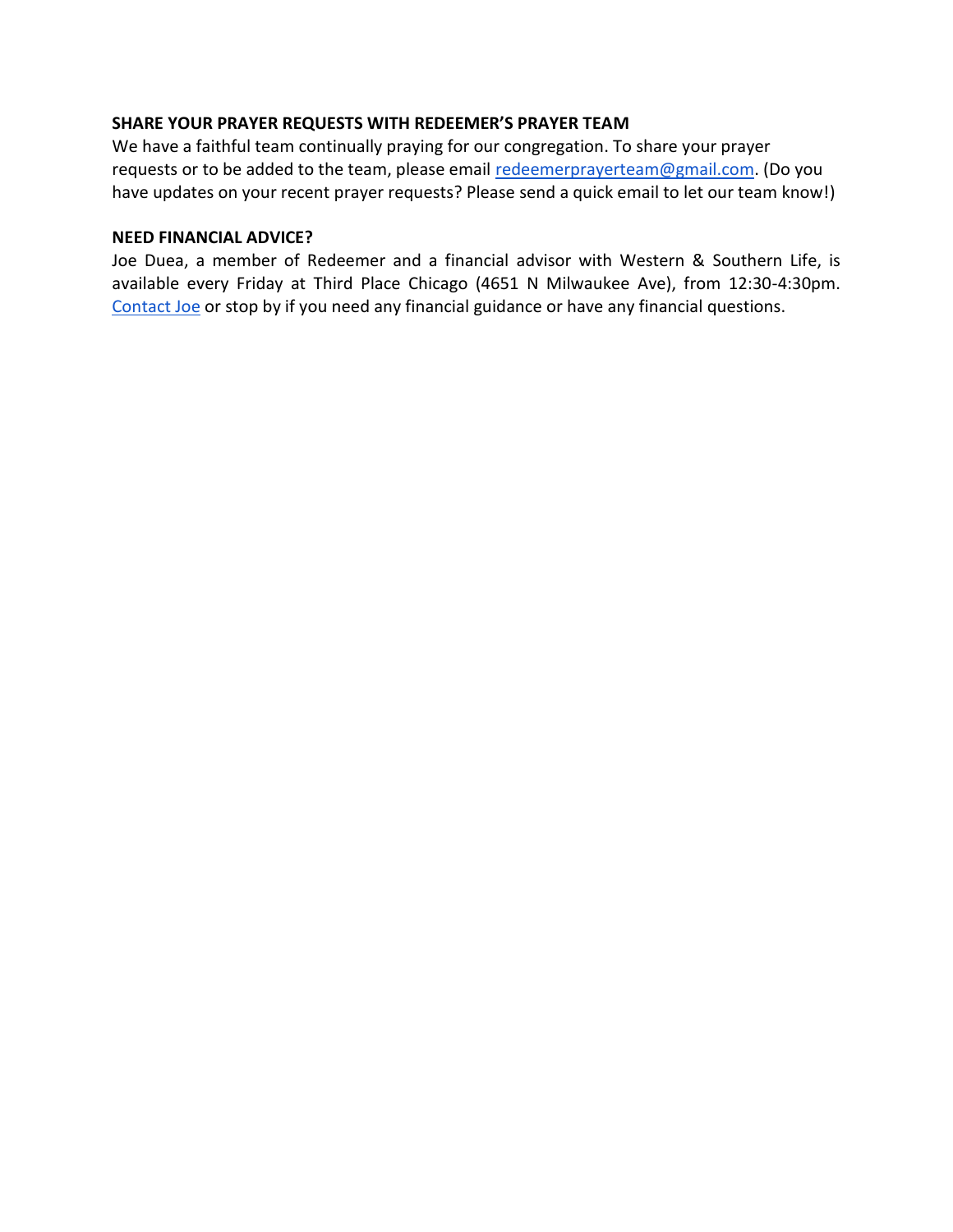**SHARE YOUR PRAYER REQUESTS WITH REDEEMER'S PRAYER TEAM**

We have a faithful team continually praying for our congregation. To share your prayer requests or to be added to the team, please email [redeemerprayerteam@gmail.com](mailto:redeemerprayerteam@gmail.com). (Do you have updates on your recent prayer requests? Please send a quick email to let our team know!)

**NEED FINANCIAL ADVICE?**

Joe Duea, a member of Redeemer and a financial advisor with Western & Southern Life, is available every Friday at Third Place Chicago (4651 N Milwaukee Ave), from 12:30-4:30pm. Contact Joe or stop by if you need any financial guidance or have any financial questions.